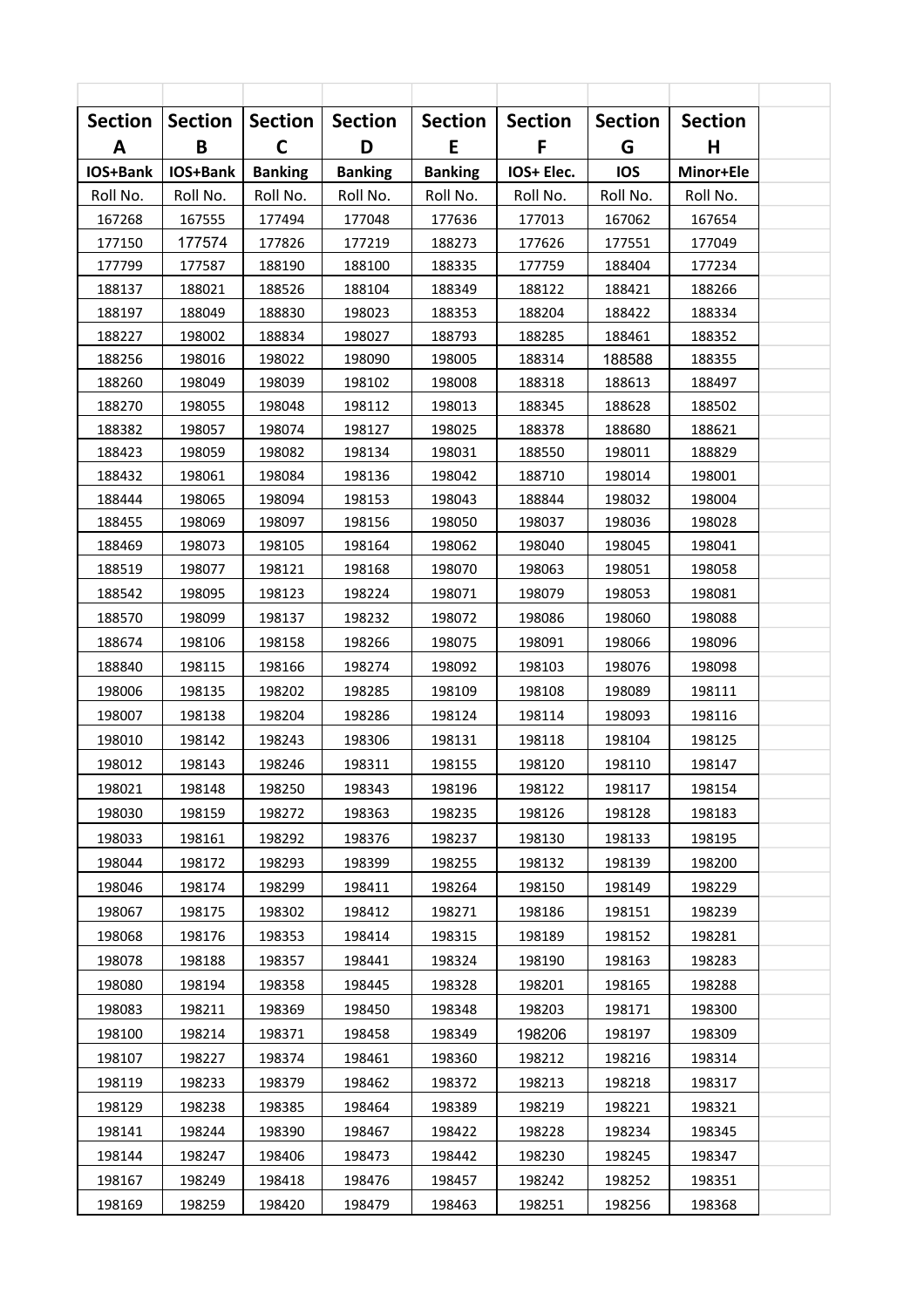| Section A | Section B | Section C | Section D | Section E | Section F | Section G | Section H |
|---|---|---|---|---|---|---|---|
| IOS+Bank | IOS+Bank | Banking | Banking | Banking | IOS+ Elec. | IOS | Minor+Ele |
| Roll No. | Roll No. | Roll No. | Roll No. | Roll No. | Roll No. | Roll No. | Roll No. |
| 167268 | 167555 | 177494 | 177048 | 177636 | 177013 | 167062 | 167654 |
| 177150 | 177574 | 177826 | 177219 | 188273 | 177626 | 177551 | 177049 |
| 177799 | 177587 | 188190 | 188100 | 188335 | 177759 | 188404 | 177234 |
| 188137 | 188021 | 188526 | 188104 | 188349 | 188122 | 188421 | 188266 |
| 188197 | 188049 | 188830 | 198023 | 188353 | 188204 | 188422 | 188334 |
| 188227 | 198002 | 188834 | 198027 | 188793 | 188285 | 188461 | 188352 |
| 188256 | 198016 | 198022 | 198090 | 198005 | 188314 | 188588 | 188355 |
| 188260 | 198049 | 198039 | 198102 | 198008 | 188318 | 188613 | 188497 |
| 188270 | 198055 | 198048 | 198112 | 198013 | 188345 | 188628 | 188502 |
| 188382 | 198057 | 198074 | 198127 | 198025 | 188378 | 188680 | 188621 |
| 188423 | 198059 | 198082 | 198134 | 198031 | 188550 | 198011 | 188829 |
| 188432 | 198061 | 198084 | 198136 | 198042 | 188710 | 198014 | 198001 |
| 188444 | 198065 | 198094 | 198153 | 198043 | 188844 | 198032 | 198004 |
| 188455 | 198069 | 198097 | 198156 | 198050 | 198037 | 198036 | 198028 |
| 188469 | 198073 | 198105 | 198164 | 198062 | 198040 | 198045 | 198041 |
| 188519 | 198077 | 198121 | 198168 | 198070 | 198063 | 198051 | 198058 |
| 188542 | 198095 | 198123 | 198224 | 198071 | 198079 | 198053 | 198081 |
| 188570 | 198099 | 198137 | 198232 | 198072 | 198086 | 198060 | 198088 |
| 188674 | 198106 | 198158 | 198266 | 198075 | 198091 | 198066 | 198096 |
| 188840 | 198115 | 198166 | 198274 | 198092 | 198103 | 198076 | 198098 |
| 198006 | 198135 | 198202 | 198285 | 198109 | 198108 | 198089 | 198111 |
| 198007 | 198138 | 198204 | 198286 | 198124 | 198114 | 198093 | 198116 |
| 198010 | 198142 | 198243 | 198306 | 198131 | 198118 | 198104 | 198125 |
| 198012 | 198143 | 198246 | 198311 | 198155 | 198120 | 198110 | 198147 |
| 198021 | 198148 | 198250 | 198343 | 198196 | 198122 | 198117 | 198154 |
| 198030 | 198159 | 198272 | 198363 | 198235 | 198126 | 198128 | 198183 |
| 198033 | 198161 | 198292 | 198376 | 198237 | 198130 | 198133 | 198195 |
| 198044 | 198172 | 198293 | 198399 | 198255 | 198132 | 198139 | 198200 |
| 198046 | 198174 | 198299 | 198411 | 198264 | 198150 | 198149 | 198229 |
| 198067 | 198175 | 198302 | 198412 | 198271 | 198186 | 198151 | 198239 |
| 198068 | 198176 | 198353 | 198414 | 198315 | 198189 | 198152 | 198281 |
| 198078 | 198188 | 198357 | 198441 | 198324 | 198190 | 198163 | 198283 |
| 198080 | 198194 | 198358 | 198445 | 198328 | 198201 | 198165 | 198288 |
| 198083 | 198211 | 198369 | 198450 | 198348 | 198203 | 198171 | 198300 |
| 198100 | 198214 | 198371 | 198458 | 198349 | 198206 | 198197 | 198309 |
| 198107 | 198227 | 198374 | 198461 | 198360 | 198212 | 198216 | 198314 |
| 198119 | 198233 | 198379 | 198462 | 198372 | 198213 | 198218 | 198317 |
| 198129 | 198238 | 198385 | 198464 | 198389 | 198219 | 198221 | 198321 |
| 198141 | 198244 | 198390 | 198467 | 198422 | 198228 | 198234 | 198345 |
| 198144 | 198247 | 198406 | 198473 | 198442 | 198230 | 198245 | 198347 |
| 198167 | 198249 | 198418 | 198476 | 198457 | 198242 | 198252 | 198351 |
| 198169 | 198259 | 198420 | 198479 | 198463 | 198251 | 198256 | 198368 |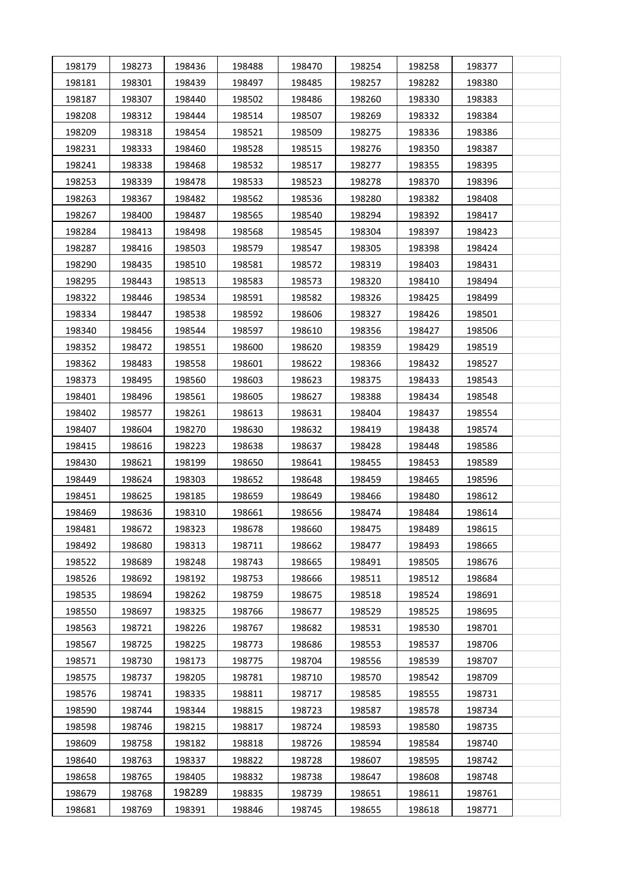| 198179 | 198273 | 198436 | 198488 | 198470 | 198254 | 198258 | 198377 | |
|---|---|---|---|---|---|---|---|---|
| 198181 | 198301 | 198439 | 198497 | 198485 | 198257 | 198282 | 198380 | |
| 198187 | 198307 | 198440 | 198502 | 198486 | 198260 | 198330 | 198383 | |
| 198208 | 198312 | 198444 | 198514 | 198507 | 198269 | 198332 | 198384 | |
| 198209 | 198318 | 198454 | 198521 | 198509 | 198275 | 198336 | 198386 | |
| 198231 | 198333 | 198460 | 198528 | 198515 | 198276 | 198350 | 198387 | |
| 198241 | 198338 | 198468 | 198532 | 198517 | 198277 | 198355 | 198395 | |
| 198253 | 198339 | 198478 | 198533 | 198523 | 198278 | 198370 | 198396 | |
| 198263 | 198367 | 198482 | 198562 | 198536 | 198280 | 198382 | 198408 | |
| 198267 | 198400 | 198487 | 198565 | 198540 | 198294 | 198392 | 198417 | |
| 198284 | 198413 | 198498 | 198568 | 198545 | 198304 | 198397 | 198423 | |
| 198287 | 198416 | 198503 | 198579 | 198547 | 198305 | 198398 | 198424 | |
| 198290 | 198435 | 198510 | 198581 | 198572 | 198319 | 198403 | 198431 | |
| 198295 | 198443 | 198513 | 198583 | 198573 | 198320 | 198410 | 198494 | |
| 198322 | 198446 | 198534 | 198591 | 198582 | 198326 | 198425 | 198499 | |
| 198334 | 198447 | 198538 | 198592 | 198606 | 198327 | 198426 | 198501 | |
| 198340 | 198456 | 198544 | 198597 | 198610 | 198356 | 198427 | 198506 | |
| 198352 | 198472 | 198551 | 198600 | 198620 | 198359 | 198429 | 198519 | |
| 198362 | 198483 | 198558 | 198601 | 198622 | 198366 | 198432 | 198527 | |
| 198373 | 198495 | 198560 | 198603 | 198623 | 198375 | 198433 | 198543 | |
| 198401 | 198496 | 198561 | 198605 | 198627 | 198388 | 198434 | 198548 | |
| 198402 | 198577 | 198261 | 198613 | 198631 | 198404 | 198437 | 198554 | |
| 198407 | 198604 | 198270 | 198630 | 198632 | 198419 | 198438 | 198574 | |
| 198415 | 198616 | 198223 | 198638 | 198637 | 198428 | 198448 | 198586 | |
| 198430 | 198621 | 198199 | 198650 | 198641 | 198455 | 198453 | 198589 | |
| 198449 | 198624 | 198303 | 198652 | 198648 | 198459 | 198465 | 198596 | |
| 198451 | 198625 | 198185 | 198659 | 198649 | 198466 | 198480 | 198612 | |
| 198469 | 198636 | 198310 | 198661 | 198656 | 198474 | 198484 | 198614 | |
| 198481 | 198672 | 198323 | 198678 | 198660 | 198475 | 198489 | 198615 | |
| 198492 | 198680 | 198313 | 198711 | 198662 | 198477 | 198493 | 198665 | |
| 198522 | 198689 | 198248 | 198743 | 198665 | 198491 | 198505 | 198676 | |
| 198526 | 198692 | 198192 | 198753 | 198666 | 198511 | 198512 | 198684 | |
| 198535 | 198694 | 198262 | 198759 | 198675 | 198518 | 198524 | 198691 | |
| 198550 | 198697 | 198325 | 198766 | 198677 | 198529 | 198525 | 198695 | |
| 198563 | 198721 | 198226 | 198767 | 198682 | 198531 | 198530 | 198701 | |
| 198567 | 198725 | 198225 | 198773 | 198686 | 198553 | 198537 | 198706 | |
| 198571 | 198730 | 198173 | 198775 | 198704 | 198556 | 198539 | 198707 | |
| 198575 | 198737 | 198205 | 198781 | 198710 | 198570 | 198542 | 198709 | |
| 198576 | 198741 | 198335 | 198811 | 198717 | 198585 | 198555 | 198731 | |
| 198590 | 198744 | 198344 | 198815 | 198723 | 198587 | 198578 | 198734 | |
| 198598 | 198746 | 198215 | 198817 | 198724 | 198593 | 198580 | 198735 | |
| 198609 | 198758 | 198182 | 198818 | 198726 | 198594 | 198584 | 198740 | |
| 198640 | 198763 | 198337 | 198822 | 198728 | 198607 | 198595 | 198742 | |
| 198658 | 198765 | 198405 | 198832 | 198738 | 198647 | 198608 | 198748 | |
| 198679 | 198768 | 198289 | 198835 | 198739 | 198651 | 198611 | 198761 | |
| 198681 | 198769 | 198391 | 198846 | 198745 | 198655 | 198618 | 198771 | |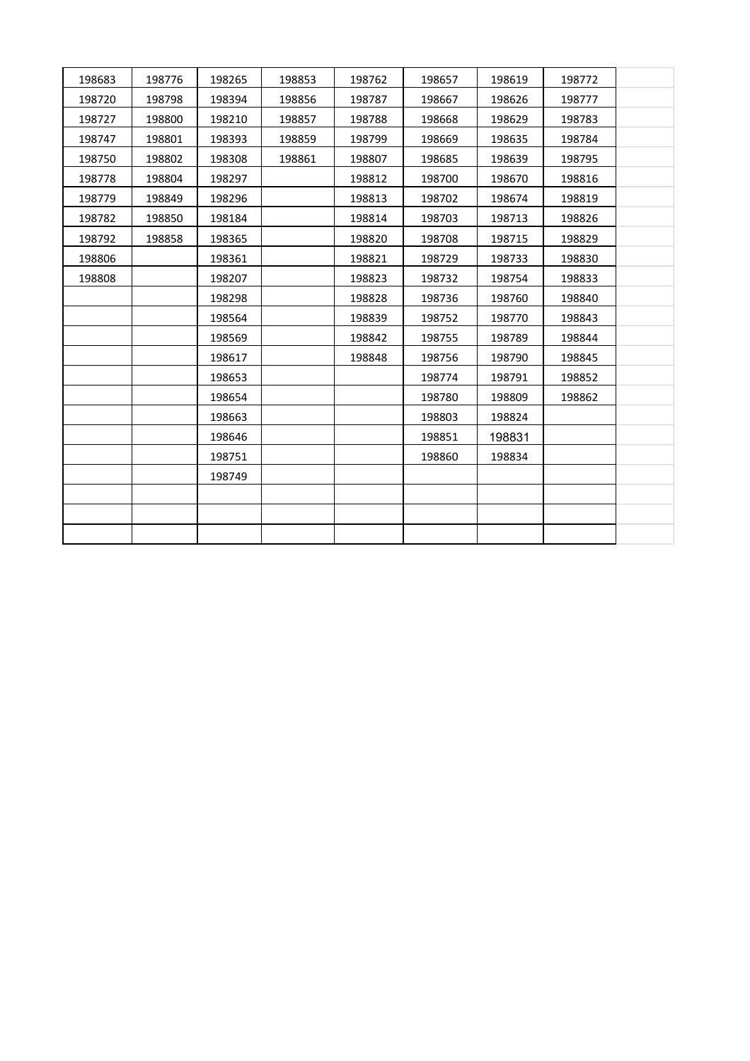| | | | | | | | | |
|---|---|---|---|---|---|---|---|---|
| 198683 | 198776 | 198265 | 198853 | 198762 | 198657 | 198619 | 198772 | |
| 198720 | 198798 | 198394 | 198856 | 198787 | 198667 | 198626 | 198777 | |
| 198727 | 198800 | 198210 | 198857 | 198788 | 198668 | 198629 | 198783 | |
| 198747 | 198801 | 198393 | 198859 | 198799 | 198669 | 198635 | 198784 | |
| 198750 | 198802 | 198308 | 198861 | 198807 | 198685 | 198639 | 198795 | |
| 198778 | 198804 | 198297 | | 198812 | 198700 | 198670 | 198816 | |
| 198779 | 198849 | 198296 | | 198813 | 198702 | 198674 | 198819 | |
| 198782 | 198850 | 198184 | | 198814 | 198703 | 198713 | 198826 | |
| 198792 | 198858 | 198365 | | 198820 | 198708 | 198715 | 198829 | |
| 198806 | | 198361 | | 198821 | 198729 | 198733 | 198830 | |
| 198808 | | 198207 | | 198823 | 198732 | 198754 | 198833 | |
| | | 198298 | | 198828 | 198736 | 198760 | 198840 | |
| | | 198564 | | 198839 | 198752 | 198770 | 198843 | |
| | | 198569 | | 198842 | 198755 | 198789 | 198844 | |
| | | 198617 | | 198848 | 198756 | 198790 | 198845 | |
| | | 198653 | | | 198774 | 198791 | 198852 | |
| | | 198654 | | | 198780 | 198809 | 198862 | |
| | | 198663 | | | 198803 | 198824 | | |
| | | 198646 | | | 198851 | 198831 | | |
| | | 198751 | | | 198860 | 198834 | | |
| | | 198749 | | | | | | |
| | | | | | | | | |
| | | | | | | | | |
| | | | | | | | | |